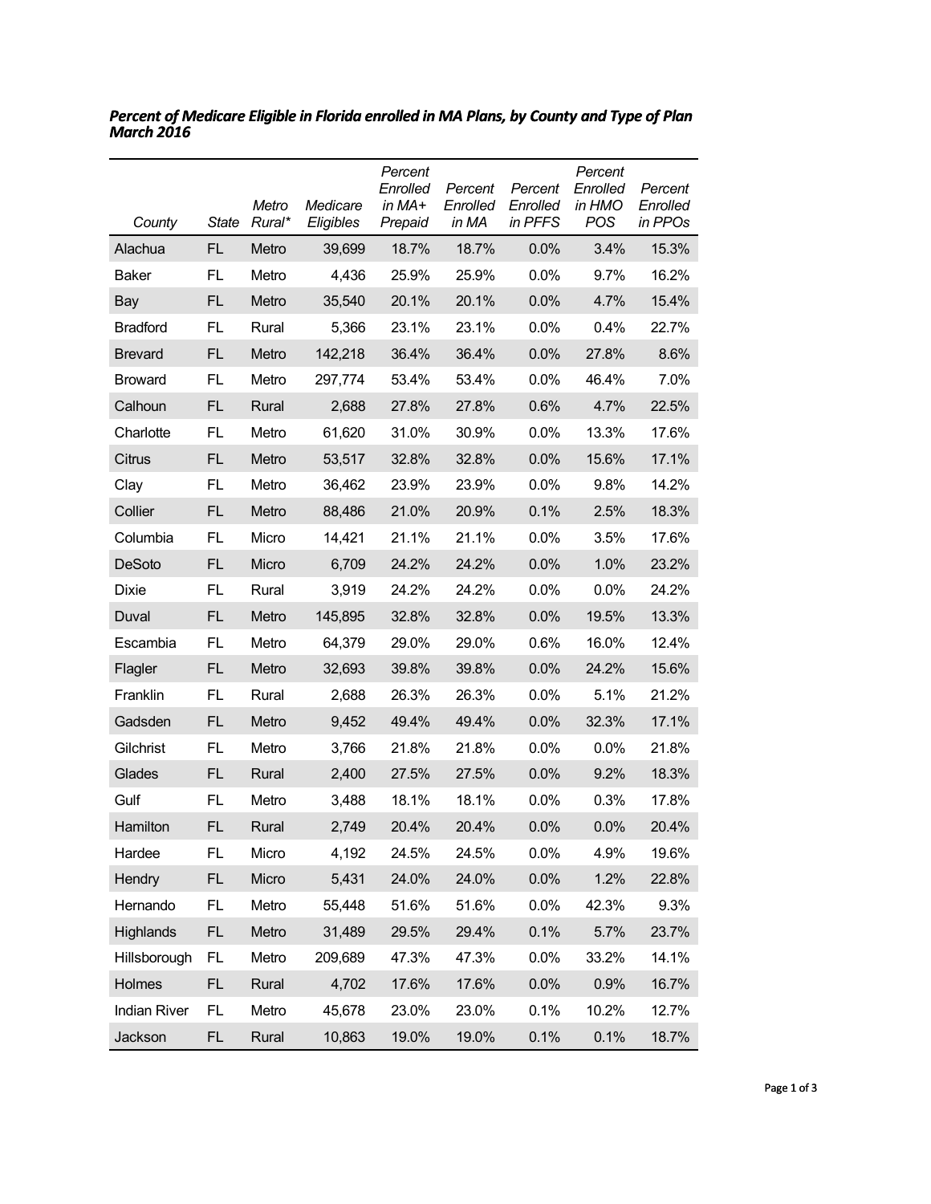***Percent of Medicare Eligible in Florida enrolled in MA Plans, by County and Type of Plan March 2016***

| *County* | *State* | *Metro Rural** | *Medicare Eligibles* | *Percent Enrolled in MA+ Prepaid* | *Percent Enrolled in MA* | *Percent Enrolled in PFFS* | *Percent Enrolled in HMO POS* | *Percent Enrolled in PPOs* |
|---|---|---|---|---|---|---|---|---|
| Alachua | FL | Metro | 39,699 | 18.7% | 18.7% | 0.0% | 3.4% | 15.3% |
| Baker | FL | Metro | 4,436 | 25.9% | 25.9% | 0.0% | 9.7% | 16.2% |
| Bay | FL | Metro | 35,540 | 20.1% | 20.1% | 0.0% | 4.7% | 15.4% |
| Bradford | FL | Rural | 5,366 | 23.1% | 23.1% | 0.0% | 0.4% | 22.7% |
| Brevard | FL | Metro | 142,218 | 36.4% | 36.4% | 0.0% | 27.8% | 8.6% |
| Broward | FL | Metro | 297,774 | 53.4% | 53.4% | 0.0% | 46.4% | 7.0% |
| Calhoun | FL | Rural | 2,688 | 27.8% | 27.8% | 0.6% | 4.7% | 22.5% |
| Charlotte | FL | Metro | 61,620 | 31.0% | 30.9% | 0.0% | 13.3% | 17.6% |
| Citrus | FL | Metro | 53,517 | 32.8% | 32.8% | 0.0% | 15.6% | 17.1% |
| Clay | FL | Metro | 36,462 | 23.9% | 23.9% | 0.0% | 9.8% | 14.2% |
| Collier | FL | Metro | 88,486 | 21.0% | 20.9% | 0.1% | 2.5% | 18.3% |
| Columbia | FL | Micro | 14,421 | 21.1% | 21.1% | 0.0% | 3.5% | 17.6% |
| DeSoto | FL | Micro | 6,709 | 24.2% | 24.2% | 0.0% | 1.0% | 23.2% |
| Dixie | FL | Rural | 3,919 | 24.2% | 24.2% | 0.0% | 0.0% | 24.2% |
| Duval | FL | Metro | 145,895 | 32.8% | 32.8% | 0.0% | 19.5% | 13.3% |
| Escambia | FL | Metro | 64,379 | 29.0% | 29.0% | 0.6% | 16.0% | 12.4% |
| Flagler | FL | Metro | 32,693 | 39.8% | 39.8% | 0.0% | 24.2% | 15.6% |
| Franklin | FL | Rural | 2,688 | 26.3% | 26.3% | 0.0% | 5.1% | 21.2% |
| Gadsden | FL | Metro | 9,452 | 49.4% | 49.4% | 0.0% | 32.3% | 17.1% |
| Gilchrist | FL | Metro | 3,766 | 21.8% | 21.8% | 0.0% | 0.0% | 21.8% |
| Glades | FL | Rural | 2,400 | 27.5% | 27.5% | 0.0% | 9.2% | 18.3% |
| Gulf | FL | Metro | 3,488 | 18.1% | 18.1% | 0.0% | 0.3% | 17.8% |
| Hamilton | FL | Rural | 2,749 | 20.4% | 20.4% | 0.0% | 0.0% | 20.4% |
| Hardee | FL | Micro | 4,192 | 24.5% | 24.5% | 0.0% | 4.9% | 19.6% |
| Hendry | FL | Micro | 5,431 | 24.0% | 24.0% | 0.0% | 1.2% | 22.8% |
| Hernando | FL | Metro | 55,448 | 51.6% | 51.6% | 0.0% | 42.3% | 9.3% |
| Highlands | FL | Metro | 31,489 | 29.5% | 29.4% | 0.1% | 5.7% | 23.7% |
| Hillsborough | FL | Metro | 209,689 | 47.3% | 47.3% | 0.0% | 33.2% | 14.1% |
| Holmes | FL | Rural | 4,702 | 17.6% | 17.6% | 0.0% | 0.9% | 16.7% |
| Indian River | FL | Metro | 45,678 | 23.0% | 23.0% | 0.1% | 10.2% | 12.7% |
| Jackson | FL | Rural | 10,863 | 19.0% | 19.0% | 0.1% | 0.1% | 18.7% |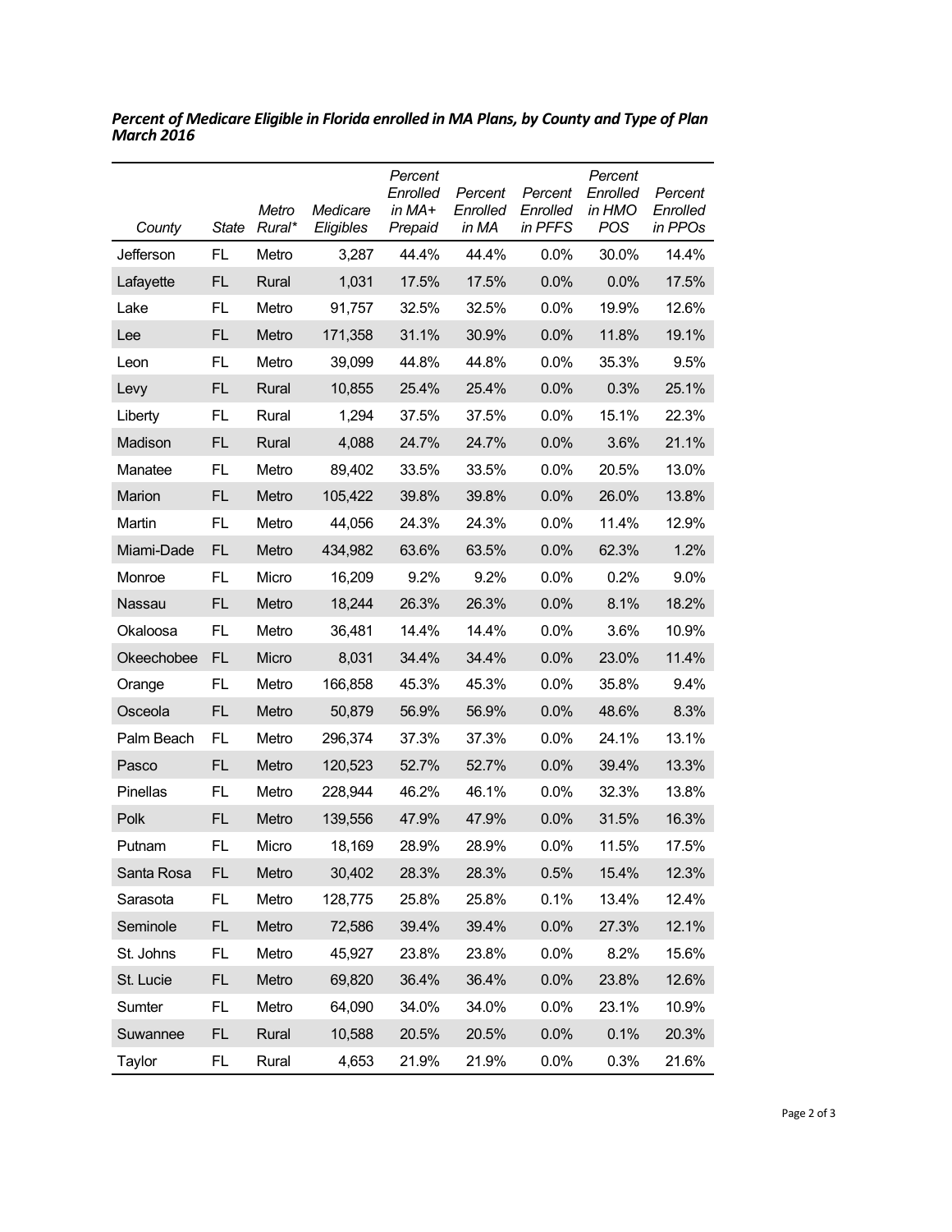***Percent of Medicare Eligible in Florida enrolled in MA Plans, by County and Type of Plan March 2016***

| *County* | *State* | *Metro Rural** | *Medicare Eligibles* | *Percent Enrolled in MA+ Prepaid* | *Percent Enrolled in MA* | *Percent Enrolled in PFFS* | *Percent Enrolled in HMO POS* | *Percent Enrolled in PPOs* |
|---|---|---|---|---|---|---|---|---|
| Jefferson | FL | Metro | 3,287 | 44.4% | 44.4% | 0.0% | 30.0% | 14.4% |
| Lafayette | FL | Rural | 1,031 | 17.5% | 17.5% | 0.0% | 0.0% | 17.5% |
| Lake | FL | Metro | 91,757 | 32.5% | 32.5% | 0.0% | 19.9% | 12.6% |
| Lee | FL | Metro | 171,358 | 31.1% | 30.9% | 0.0% | 11.8% | 19.1% |
| Leon | FL | Metro | 39,099 | 44.8% | 44.8% | 0.0% | 35.3% | 9.5% |
| Levy | FL | Rural | 10,855 | 25.4% | 25.4% | 0.0% | 0.3% | 25.1% |
| Liberty | FL | Rural | 1,294 | 37.5% | 37.5% | 0.0% | 15.1% | 22.3% |
| Madison | FL | Rural | 4,088 | 24.7% | 24.7% | 0.0% | 3.6% | 21.1% |
| Manatee | FL | Metro | 89,402 | 33.5% | 33.5% | 0.0% | 20.5% | 13.0% |
| Marion | FL | Metro | 105,422 | 39.8% | 39.8% | 0.0% | 26.0% | 13.8% |
| Martin | FL | Metro | 44,056 | 24.3% | 24.3% | 0.0% | 11.4% | 12.9% |
| Miami-Dade | FL | Metro | 434,982 | 63.6% | 63.5% | 0.0% | 62.3% | 1.2% |
| Monroe | FL | Micro | 16,209 | 9.2% | 9.2% | 0.0% | 0.2% | 9.0% |
| Nassau | FL | Metro | 18,244 | 26.3% | 26.3% | 0.0% | 8.1% | 18.2% |
| Okaloosa | FL | Metro | 36,481 | 14.4% | 14.4% | 0.0% | 3.6% | 10.9% |
| Okeechobee | FL | Micro | 8,031 | 34.4% | 34.4% | 0.0% | 23.0% | 11.4% |
| Orange | FL | Metro | 166,858 | 45.3% | 45.3% | 0.0% | 35.8% | 9.4% |
| Osceola | FL | Metro | 50,879 | 56.9% | 56.9% | 0.0% | 48.6% | 8.3% |
| Palm Beach | FL | Metro | 296,374 | 37.3% | 37.3% | 0.0% | 24.1% | 13.1% |
| Pasco | FL | Metro | 120,523 | 52.7% | 52.7% | 0.0% | 39.4% | 13.3% |
| Pinellas | FL | Metro | 228,944 | 46.2% | 46.1% | 0.0% | 32.3% | 13.8% |
| Polk | FL | Metro | 139,556 | 47.9% | 47.9% | 0.0% | 31.5% | 16.3% |
| Putnam | FL | Micro | 18,169 | 28.9% | 28.9% | 0.0% | 11.5% | 17.5% |
| Santa Rosa | FL | Metro | 30,402 | 28.3% | 28.3% | 0.5% | 15.4% | 12.3% |
| Sarasota | FL | Metro | 128,775 | 25.8% | 25.8% | 0.1% | 13.4% | 12.4% |
| Seminole | FL | Metro | 72,586 | 39.4% | 39.4% | 0.0% | 27.3% | 12.1% |
| St. Johns | FL | Metro | 45,927 | 23.8% | 23.8% | 0.0% | 8.2% | 15.6% |
| St. Lucie | FL | Metro | 69,820 | 36.4% | 36.4% | 0.0% | 23.8% | 12.6% |
| Sumter | FL | Metro | 64,090 | 34.0% | 34.0% | 0.0% | 23.1% | 10.9% |
| Suwannee | FL | Rural | 10,588 | 20.5% | 20.5% | 0.0% | 0.1% | 20.3% |
| Taylor | FL | Rural | 4,653 | 21.9% | 21.9% | 0.0% | 0.3% | 21.6% |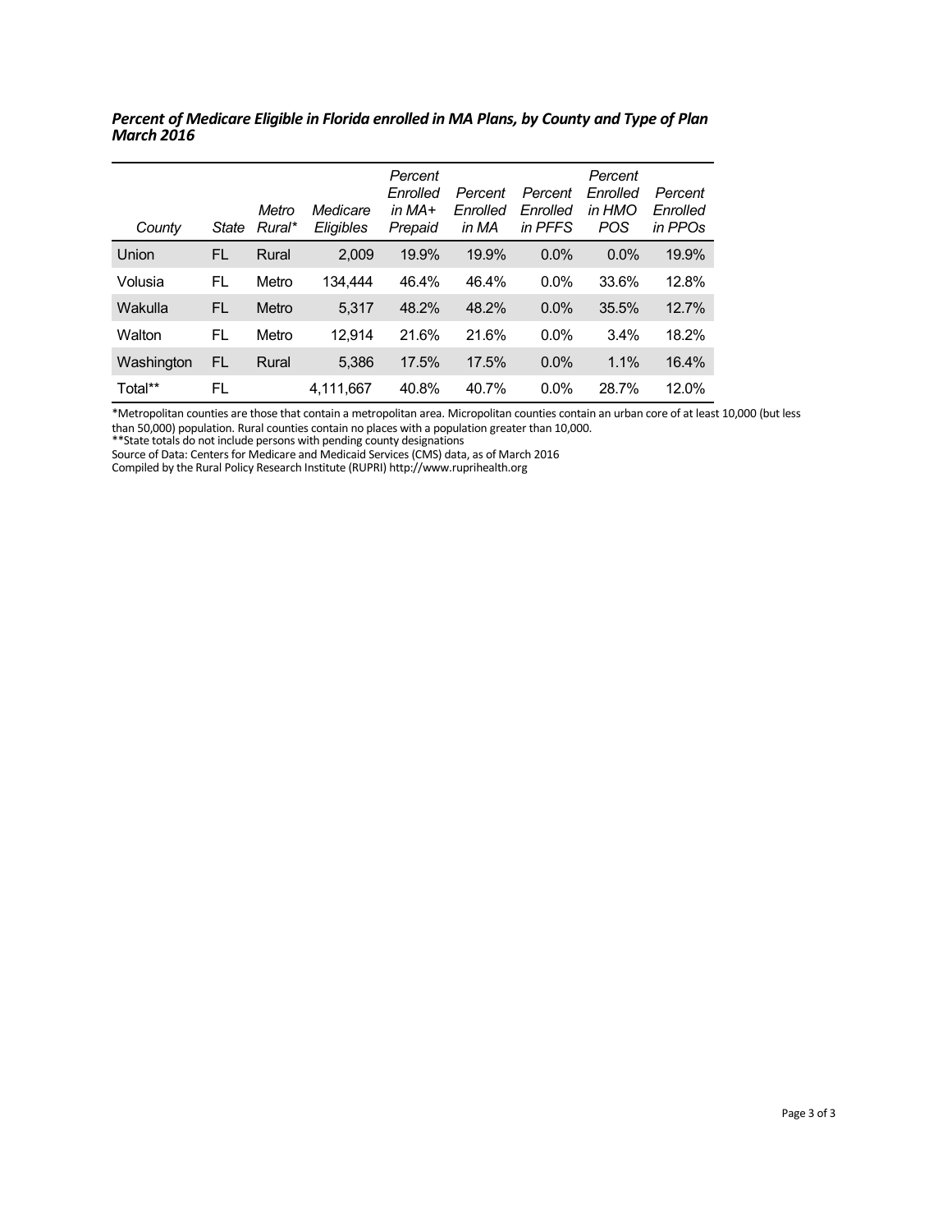***Percent of Medicare Eligible in Florida enrolled in MA Plans, by County and Type of Plan March 2016***

| *County* | *State* | *Metro Rural** | *Medicare Eligibles* | *Percent Enrolled in MA+ Prepaid* | *Percent Enrolled in MA* | *Percent Enrolled in PFFS* | *Percent Enrolled in HMO POS* | *Percent Enrolled in PPOs* |
|---|---|---|---|---|---|---|---|---|
| Union | FL | Rural | 2,009 | 19.9% | 19.9% | 0.0% | 0.0% | 19.9% |
| Volusia | FL | Metro | 134,444 | 46.4% | 46.4% | 0.0% | 33.6% | 12.8% |
| Wakulla | FL | Metro | 5,317 | 48.2% | 48.2% | 0.0% | 35.5% | 12.7% |
| Walton | FL | Metro | 12,914 | 21.6% | 21.6% | 0.0% | 3.4% | 18.2% |
| Washington | FL | Rural | 5,386 | 17.5% | 17.5% | 0.0% | 1.1% | 16.4% |
| Total** | FL | | 4,111,667 | 40.8% | 40.7% | 0.0% | 28.7% | 12.0% |

*Metropolitan counties are those that contain a metropolitan area. Micropolitan counties contain an urban core of at least 10,000 (but less than 50,000) population. Rural counties contain no places with a population greater than 10,000.

**State totals do not include persons with pending county designations

Source of Data: Centers for Medicare and Medicaid Services (CMS) data, as of March 2016

Compiled by the Rural Policy Research Institute (RUPRI) http://www.ruprihealth.org